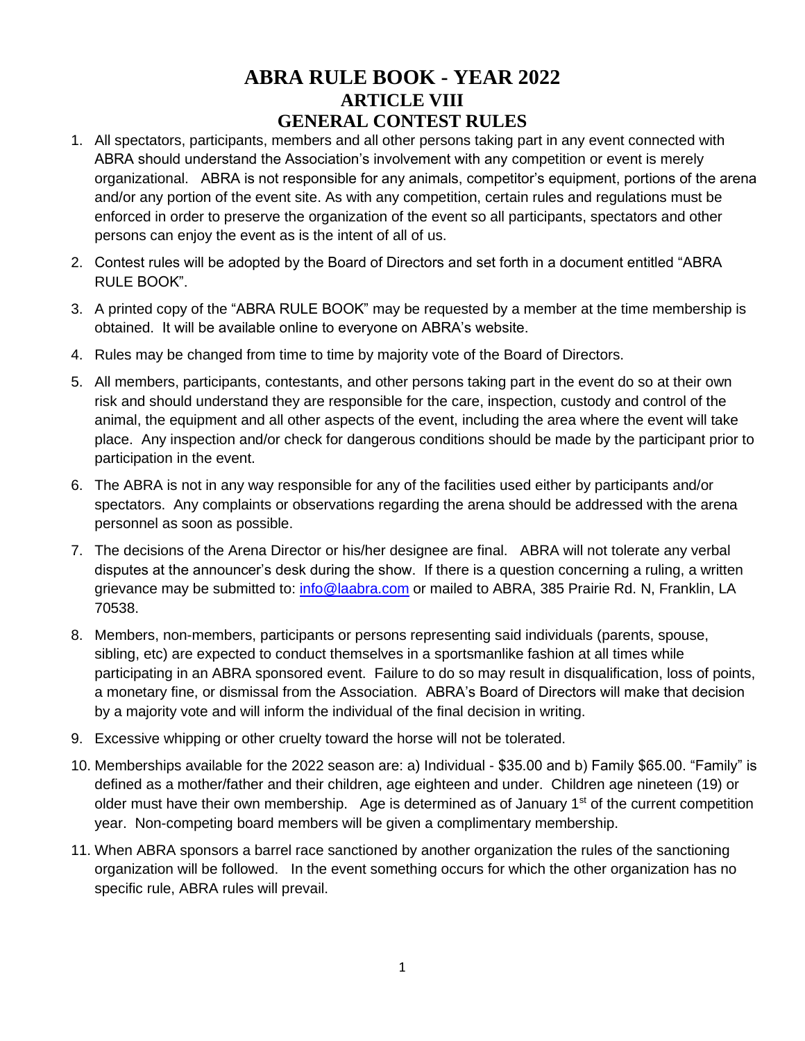# ABRA RULE BOOK - YEAR 2022
## ARTICLE VIII
## GENERAL CONTEST RULES

1. All spectators, participants, members and all other persons taking part in any event connected with ABRA should understand the Association's involvement with any competition or event is merely organizational. ABRA is not responsible for any animals, competitor's equipment, portions of the arena and/or any portion of the event site. As with any competition, certain rules and regulations must be enforced in order to preserve the organization of the event so all participants, spectators and other persons can enjoy the event as is the intent of all of us.
2. Contest rules will be adopted by the Board of Directors and set forth in a document entitled "ABRA RULE BOOK".
3. A printed copy of the "ABRA RULE BOOK" may be requested by a member at the time membership is obtained. It will be available online to everyone on ABRA's website.
4. Rules may be changed from time to time by majority vote of the Board of Directors.
5. All members, participants, contestants, and other persons taking part in the event do so at their own risk and should understand they are responsible for the care, inspection, custody and control of the animal, the equipment and all other aspects of the event, including the area where the event will take place. Any inspection and/or check for dangerous conditions should be made by the participant prior to participation in the event.
6. The ABRA is not in any way responsible for any of the facilities used either by participants and/or spectators. Any complaints or observations regarding the arena should be addressed with the arena personnel as soon as possible.
7. The decisions of the Arena Director or his/her designee are final. ABRA will not tolerate any verbal disputes at the announcer's desk during the show. If there is a question concerning a ruling, a written grievance may be submitted to: info@laabra.com or mailed to ABRA, 385 Prairie Rd. N, Franklin, LA 70538.
8. Members, non-members, participants or persons representing said individuals (parents, spouse, sibling, etc) are expected to conduct themselves in a sportsmanlike fashion at all times while participating in an ABRA sponsored event. Failure to do so may result in disqualification, loss of points, a monetary fine, or dismissal from the Association. ABRA's Board of Directors will make that decision by a majority vote and will inform the individual of the final decision in writing.
9. Excessive whipping or other cruelty toward the horse will not be tolerated.
10. Memberships available for the 2022 season are: a) Individual - $35.00 and b) Family $65.00. "Family" is defined as a mother/father and their children, age eighteen and under. Children age nineteen (19) or older must have their own membership. Age is determined as of January 1st of the current competition year. Non-competing board members will be given a complimentary membership.
11. When ABRA sponsors a barrel race sanctioned by another organization the rules of the sanctioning organization will be followed. In the event something occurs for which the other organization has no specific rule, ABRA rules will prevail.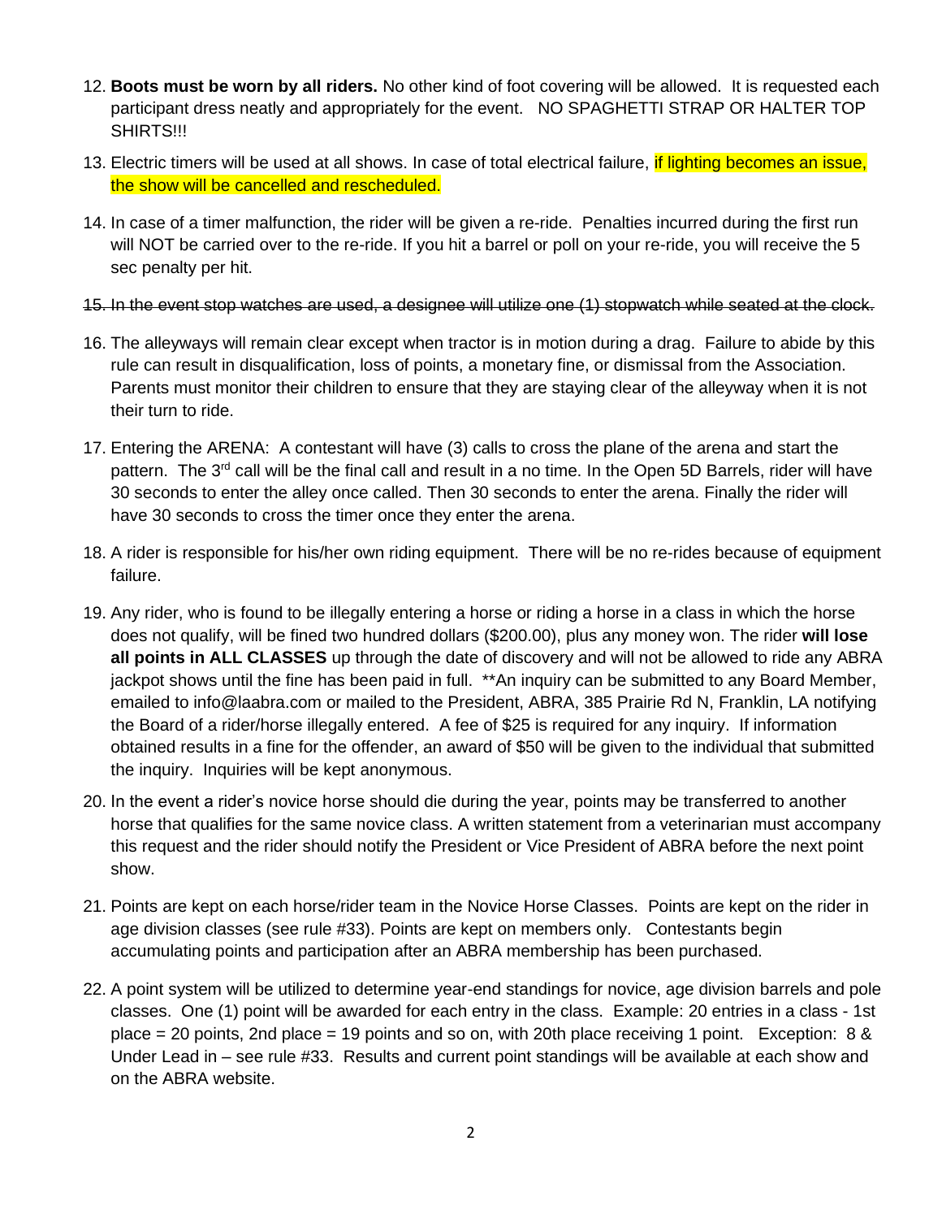12. **Boots must be worn by all riders.** No other kind of foot covering will be allowed. It is requested each participant dress neatly and appropriately for the event. NO SPAGHETTI STRAP OR HALTER TOP SHIRTS!!!

13. Electric timers will be used at all shows. In case of total electrical failure, if lighting becomes an issue, the show will be cancelled and rescheduled.

14. In case of a timer malfunction, the rider will be given a re-ride. Penalties incurred during the first run will NOT be carried over to the re-ride. If you hit a barrel or poll on your re-ride, you will receive the 5 sec penalty per hit.

15. ~~In the event stop watches are used, a designee will utilize one (1) stopwatch while seated at the clock.~~

16. The alleyways will remain clear except when tractor is in motion during a drag. Failure to abide by this rule can result in disqualification, loss of points, a monetary fine, or dismissal from the Association. Parents must monitor their children to ensure that they are staying clear of the alleyway when it is not their turn to ride.

17. Entering the ARENA: A contestant will have (3) calls to cross the plane of the arena and start the pattern. The 3rd call will be the final call and result in a no time. In the Open 5D Barrels, rider will have 30 seconds to enter the alley once called. Then 30 seconds to enter the arena. Finally the rider will have 30 seconds to cross the timer once they enter the arena.

18. A rider is responsible for his/her own riding equipment. There will be no re-rides because of equipment failure.

19. Any rider, who is found to be illegally entering a horse or riding a horse in a class in which the horse does not qualify, will be fined two hundred dollars ($200.00), plus any money won. The rider **will lose all points in ALL CLASSES** up through the date of discovery and will not be allowed to ride any ABRA jackpot shows until the fine has been paid in full. **An inquiry can be submitted to any Board Member, emailed to info@laabra.com or mailed to the President, ABRA, 385 Prairie Rd N, Franklin, LA notifying the Board of a rider/horse illegally entered. A fee of $25 is required for any inquiry. If information obtained results in a fine for the offender, an award of $50 will be given to the individual that submitted the inquiry. Inquiries will be kept anonymous.

20. In the event a rider's novice horse should die during the year, points may be transferred to another horse that qualifies for the same novice class. A written statement from a veterinarian must accompany this request and the rider should notify the President or Vice President of ABRA before the next point show.

21. Points are kept on each horse/rider team in the Novice Horse Classes. Points are kept on the rider in age division classes (see rule #33). Points are kept on members only. Contestants begin accumulating points and participation after an ABRA membership has been purchased.

22. A point system will be utilized to determine year-end standings for novice, age division barrels and pole classes. One (1) point will be awarded for each entry in the class. Example: 20 entries in a class - 1st place = 20 points, 2nd place = 19 points and so on, with 20th place receiving 1 point. Exception: 8 & Under Lead in – see rule #33. Results and current point standings will be available at each show and on the ABRA website.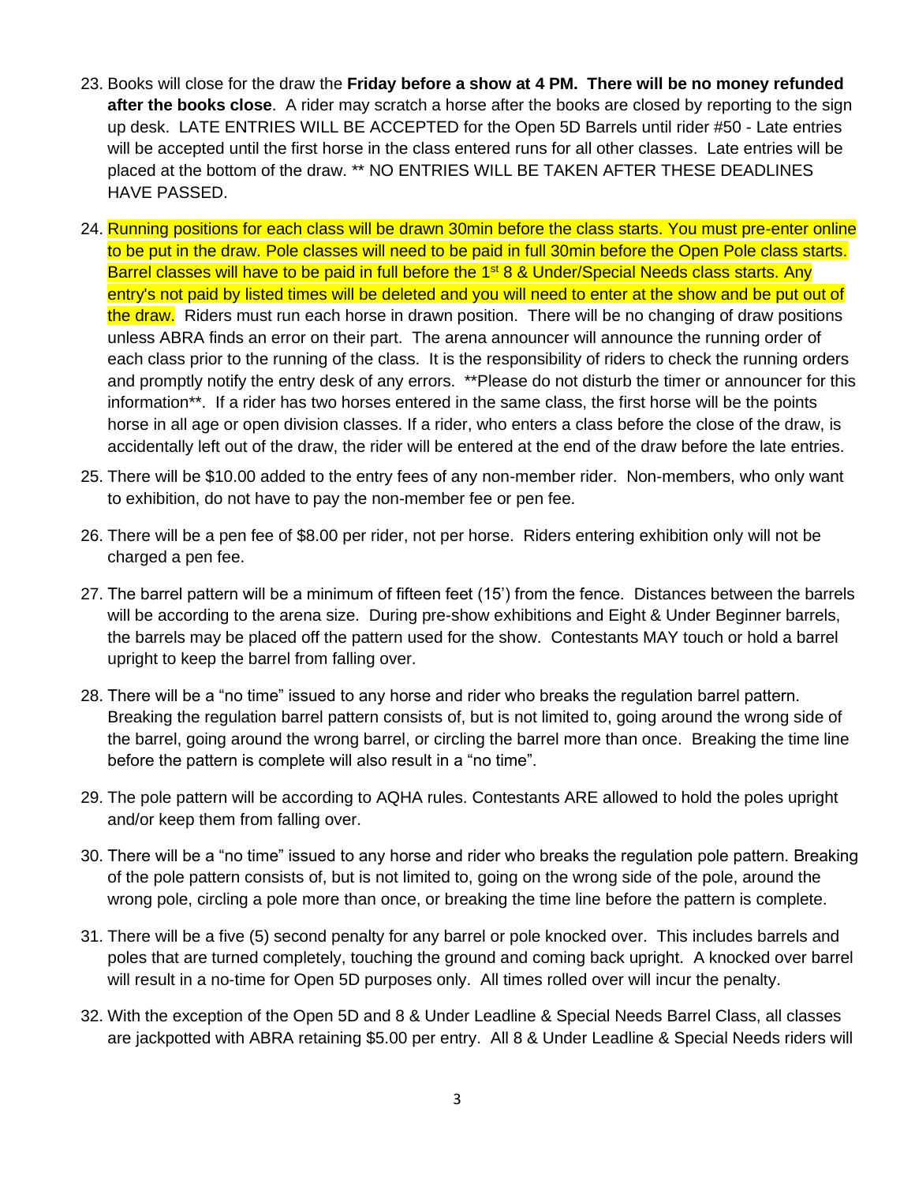23. Books will close for the draw the **Friday before a show at 4 PM. There will be no money refunded after the books close**. A rider may scratch a horse after the books are closed by reporting to the sign up desk. LATE ENTRIES WILL BE ACCEPTED for the Open 5D Barrels until rider #50 - Late entries will be accepted until the first horse in the class entered runs for all other classes. Late entries will be placed at the bottom of the draw. ** NO ENTRIES WILL BE TAKEN AFTER THESE DEADLINES HAVE PASSED.

24. Running positions for each class will be drawn 30min before the class starts. You must pre-enter online to be put in the draw. Pole classes will need to be paid in full 30min before the Open Pole class starts. Barrel classes will have to be paid in full before the 1st 8 & Under/Special Needs class starts. Any entry's not paid by listed times will be deleted and you will need to enter at the show and be put out of the draw. Riders must run each horse in drawn position. There will be no changing of draw positions unless ABRA finds an error on their part. The arena announcer will announce the running order of each class prior to the running of the class. It is the responsibility of riders to check the running orders and promptly notify the entry desk of any errors. **Please do not disturb the timer or announcer for this information**. If a rider has two horses entered in the same class, the first horse will be the points horse in all age or open division classes. If a rider, who enters a class before the close of the draw, is accidentally left out of the draw, the rider will be entered at the end of the draw before the late entries.

25. There will be $10.00 added to the entry fees of any non-member rider. Non-members, who only want to exhibition, do not have to pay the non-member fee or pen fee.

26. There will be a pen fee of $8.00 per rider, not per horse. Riders entering exhibition only will not be charged a pen fee.

27. The barrel pattern will be a minimum of fifteen feet (15') from the fence. Distances between the barrels will be according to the arena size. During pre-show exhibitions and Eight & Under Beginner barrels, the barrels may be placed off the pattern used for the show. Contestants MAY touch or hold a barrel upright to keep the barrel from falling over.

28. There will be a "no time" issued to any horse and rider who breaks the regulation barrel pattern. Breaking the regulation barrel pattern consists of, but is not limited to, going around the wrong side of the barrel, going around the wrong barrel, or circling the barrel more than once. Breaking the time line before the pattern is complete will also result in a "no time".

29. The pole pattern will be according to AQHA rules. Contestants ARE allowed to hold the poles upright and/or keep them from falling over.

30. There will be a "no time" issued to any horse and rider who breaks the regulation pole pattern. Breaking of the pole pattern consists of, but is not limited to, going on the wrong side of the pole, around the wrong pole, circling a pole more than once, or breaking the time line before the pattern is complete.

31. There will be a five (5) second penalty for any barrel or pole knocked over. This includes barrels and poles that are turned completely, touching the ground and coming back upright. A knocked over barrel will result in a no-time for Open 5D purposes only. All times rolled over will incur the penalty.

32. With the exception of the Open 5D and 8 & Under Leadline & Special Needs Barrel Class, all classes are jackpotted with ABRA retaining $5.00 per entry. All 8 & Under Leadline & Special Needs riders will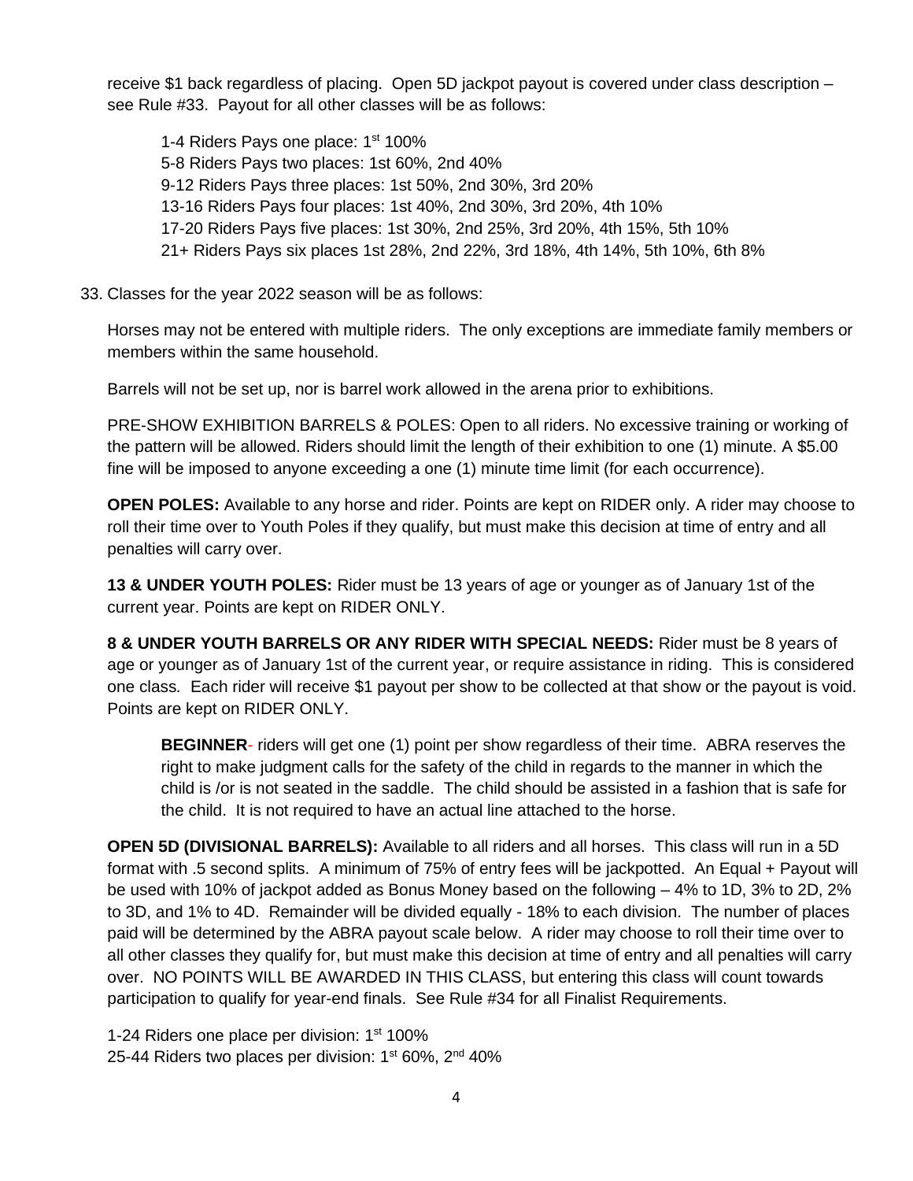receive $1 back regardless of placing. Open 5D jackpot payout is covered under class description – see Rule #33. Payout for all other classes will be as follows:

1-4 Riders Pays one place: 1st 100%
5-8 Riders Pays two places: 1st 60%, 2nd 40%
9-12 Riders Pays three places: 1st 50%, 2nd 30%, 3rd 20%
13-16 Riders Pays four places: 1st 40%, 2nd 30%, 3rd 20%, 4th 10%
17-20 Riders Pays five places: 1st 30%, 2nd 25%, 3rd 20%, 4th 15%, 5th 10%
21+ Riders Pays six places 1st 28%, 2nd 22%, 3rd 18%, 4th 14%, 5th 10%, 6th 8%

33. Classes for the year 2022 season will be as follows:

Horses may not be entered with multiple riders. The only exceptions are immediate family members or members within the same household.

Barrels will not be set up, nor is barrel work allowed in the arena prior to exhibitions.

PRE-SHOW EXHIBITION BARRELS & POLES: Open to all riders. No excessive training or working of the pattern will be allowed. Riders should limit the length of their exhibition to one (1) minute. A $5.00 fine will be imposed to anyone exceeding a one (1) minute time limit (for each occurrence).

**OPEN POLES:** Available to any horse and rider. Points are kept on RIDER only. A rider may choose to roll their time over to Youth Poles if they qualify, but must make this decision at time of entry and all penalties will carry over.

**13 & UNDER YOUTH POLES:** Rider must be 13 years of age or younger as of January 1st of the current year. Points are kept on RIDER ONLY.

**8 & UNDER YOUTH BARRELS OR ANY RIDER WITH SPECIAL NEEDS:** Rider must be 8 years of age or younger as of January 1st of the current year, or require assistance in riding. This is considered one class. Each rider will receive $1 payout per show to be collected at that show or the payout is void. Points are kept on RIDER ONLY.

> **BEGINNER**- riders will get one (1) point per show regardless of their time. ABRA reserves the right to make judgment calls for the safety of the child in regards to the manner in which the child is /or is not seated in the saddle. The child should be assisted in a fashion that is safe for the child. It is not required to have an actual line attached to the horse.

**OPEN 5D (DIVISIONAL BARRELS):** Available to all riders and all horses. This class will run in a 5D format with .5 second splits. A minimum of 75% of entry fees will be jackpotted. An Equal + Payout will be used with 10% of jackpot added as Bonus Money based on the following – 4% to 1D, 3% to 2D, 2% to 3D, and 1% to 4D. Remainder will be divided equally - 18% to each division. The number of places paid will be determined by the ABRA payout scale below. A rider may choose to roll their time over to all other classes they qualify for, but must make this decision at time of entry and all penalties will carry over. NO POINTS WILL BE AWARDED IN THIS CLASS, but entering this class will count towards participation to qualify for year-end finals. See Rule #34 for all Finalist Requirements.

1-24 Riders one place per division: 1st 100%
25-44 Riders two places per division: 1st 60%, 2nd 40%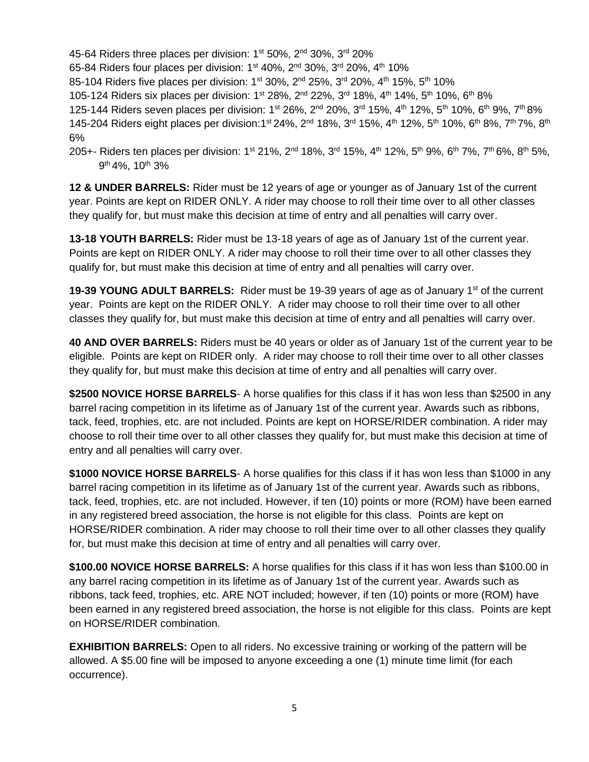45-64 Riders three places per division: 1st 50%, 2nd 30%, 3rd 20%
65-84 Riders four places per division: 1st 40%, 2nd 30%, 3rd 20%, 4th 10%
85-104 Riders five places per division: 1st 30%, 2nd 25%, 3rd 20%, 4th 15%, 5th 10%
105-124 Riders six places per division: 1st 28%, 2nd 22%, 3rd 18%, 4th 14%, 5th 10%, 6th 8%
125-144 Riders seven places per division: 1st 26%, 2nd 20%, 3rd 15%, 4th 12%, 5th 10%, 6th 9%, 7th 8%
145-204 Riders eight places per division: 1st 24%, 2nd 18%, 3rd 15%, 4th 12%, 5th 10%, 6th 8%, 7th 7%, 8th 6%
205+- Riders ten places per division: 1st 21%, 2nd 18%, 3rd 15%, 4th 12%, 5th 9%, 6th 7%, 7th 6%, 8th 5%, 9th 4%, 10th 3%

**12 & UNDER BARRELS:** Rider must be 12 years of age or younger as of January 1st of the current year. Points are kept on RIDER ONLY. A rider may choose to roll their time over to all other classes they qualify for, but must make this decision at time of entry and all penalties will carry over.

**13-18 YOUTH BARRELS:** Rider must be 13-18 years of age as of January 1st of the current year. Points are kept on RIDER ONLY. A rider may choose to roll their time over to all other classes they qualify for, but must make this decision at time of entry and all penalties will carry over.

**19-39 YOUNG ADULT BARRELS:** Rider must be 19-39 years of age as of January 1st of the current year. Points are kept on the RIDER ONLY. A rider may choose to roll their time over to all other classes they qualify for, but must make this decision at time of entry and all penalties will carry over.

**40 AND OVER BARRELS:** Riders must be 40 years or older as of January 1st of the current year to be eligible. Points are kept on RIDER only. A rider may choose to roll their time over to all other classes they qualify for, but must make this decision at time of entry and all penalties will carry over.

**$2500 NOVICE HORSE BARRELS**- A horse qualifies for this class if it has won less than $2500 in any barrel racing competition in its lifetime as of January 1st of the current year. Awards such as ribbons, tack, feed, trophies, etc. are not included. Points are kept on HORSE/RIDER combination. A rider may choose to roll their time over to all other classes they qualify for, but must make this decision at time of entry and all penalties will carry over.

**$1000 NOVICE HORSE BARRELS**- A horse qualifies for this class if it has won less than $1000 in any barrel racing competition in its lifetime as of January 1st of the current year. Awards such as ribbons, tack, feed, trophies, etc. are not included. However, if ten (10) points or more (ROM) have been earned in any registered breed association, the horse is not eligible for this class. Points are kept on HORSE/RIDER combination. A rider may choose to roll their time over to all other classes they qualify for, but must make this decision at time of entry and all penalties will carry over.

**$100.00 NOVICE HORSE BARRELS:** A horse qualifies for this class if it has won less than $100.00 in any barrel racing competition in its lifetime as of January 1st of the current year. Awards such as ribbons, tack feed, trophies, etc. ARE NOT included; however, if ten (10) points or more (ROM) have been earned in any registered breed association, the horse is not eligible for this class. Points are kept on HORSE/RIDER combination.

**EXHIBITION BARRELS:** Open to all riders. No excessive training or working of the pattern will be allowed. A $5.00 fine will be imposed to anyone exceeding a one (1) minute time limit (for each occurrence).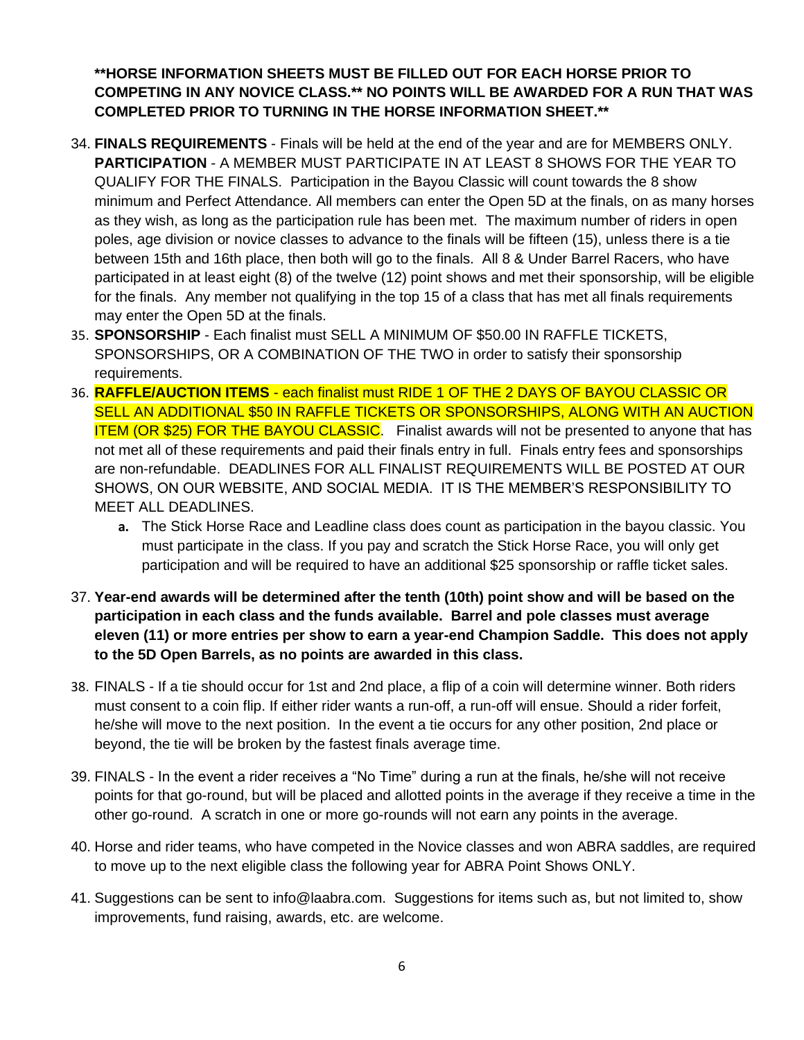**\*\*HORSE INFORMATION SHEETS MUST BE FILLED OUT FOR EACH HORSE PRIOR TO COMPETING IN ANY NOVICE CLASS.\*\* NO POINTS WILL BE AWARDED FOR A RUN THAT WAS COMPLETED PRIOR TO TURNING IN THE HORSE INFORMATION SHEET.\*\***

34. **FINALS REQUIREMENTS** - Finals will be held at the end of the year and are for MEMBERS ONLY. **PARTICIPATION** - A MEMBER MUST PARTICIPATE IN AT LEAST 8 SHOWS FOR THE YEAR TO QUALIFY FOR THE FINALS. Participation in the Bayou Classic will count towards the 8 show minimum and Perfect Attendance. All members can enter the Open 5D at the finals, on as many horses as they wish, as long as the participation rule has been met. The maximum number of riders in open poles, age division or novice classes to advance to the finals will be fifteen (15), unless there is a tie between 15th and 16th place, then both will go to the finals. All 8 & Under Barrel Racers, who have participated in at least eight (8) of the twelve (12) point shows and met their sponsorship, will be eligible for the finals. Any member not qualifying in the top 15 of a class that has met all finals requirements may enter the Open 5D at the finals.
35. **SPONSORSHIP** - Each finalist must SELL A MINIMUM OF $50.00 IN RAFFLE TICKETS, SPONSORSHIPS, OR A COMBINATION OF THE TWO in order to satisfy their sponsorship requirements.
36. **RAFFLE/AUCTION ITEMS** - each finalist must RIDE 1 OF THE 2 DAYS OF BAYOU CLASSIC OR SELL AN ADDITIONAL $50 IN RAFFLE TICKETS OR SPONSORSHIPS, ALONG WITH AN AUCTION ITEM (OR $25) FOR THE BAYOU CLASSIC. Finalist awards will not be presented to anyone that has not met all of these requirements and paid their finals entry in full. Finals entry fees and sponsorships are non-refundable. DEADLINES FOR ALL FINALIST REQUIREMENTS WILL BE POSTED AT OUR SHOWS, ON OUR WEBSITE, AND SOCIAL MEDIA. IT IS THE MEMBER'S RESPONSIBILITY TO MEET ALL DEADLINES.
    a. The Stick Horse Race and Leadline class does count as participation in the bayou classic. You must participate in the class. If you pay and scratch the Stick Horse Race, you will only get participation and will be required to have an additional $25 sponsorship or raffle ticket sales.
37. **Year-end awards will be determined after the tenth (10th) point show and will be based on the participation in each class and the funds available. Barrel and pole classes must average eleven (11) or more entries per show to earn a year-end Champion Saddle. This does not apply to the 5D Open Barrels, as no points are awarded in this class.**
38. FINALS - If a tie should occur for 1st and 2nd place, a flip of a coin will determine winner. Both riders must consent to a coin flip. If either rider wants a run-off, a run-off will ensue. Should a rider forfeit, he/she will move to the next position. In the event a tie occurs for any other position, 2nd place or beyond, the tie will be broken by the fastest finals average time.
39. FINALS - In the event a rider receives a "No Time" during a run at the finals, he/she will not receive points for that go-round, but will be placed and allotted points in the average if they receive a time in the other go-round. A scratch in one or more go-rounds will not earn any points in the average.
40. Horse and rider teams, who have competed in the Novice classes and won ABRA saddles, are required to move up to the next eligible class the following year for ABRA Point Shows ONLY.
41. Suggestions can be sent to info@laabra.com. Suggestions for items such as, but not limited to, show improvements, fund raising, awards, etc. are welcome.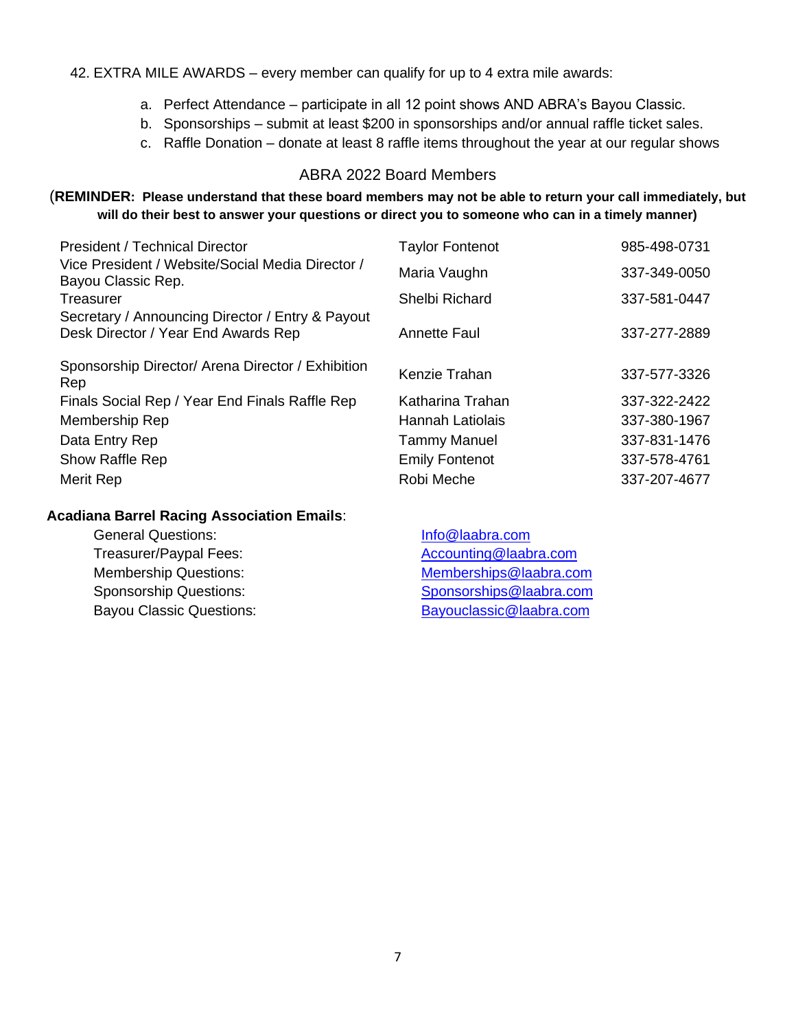42. EXTRA MILE AWARDS – every member can qualify for up to 4 extra mile awards:

   a. Perfect Attendance – participate in all 12 point shows AND ABRA's Bayou Classic.
   b. Sponsorships – submit at least $200 in sponsorships and/or annual raffle ticket sales.
   c. Raffle Donation – donate at least 8 raffle items throughout the year at our regular shows

## ABRA 2022 Board Members

(**REMINDER: Please understand that these board members may not be able to return your call immediately, but will do their best to answer your questions or direct you to someone who can in a timely manner)**

| | | |
|---|---|---|
| President / Technical Director | Taylor Fontenot | 985-498-0731 |
| Vice President / Website/Social Media Director / Bayou Classic Rep. | Maria Vaughn | 337-349-0050 |
| Treasurer | Shelbi Richard | 337-581-0447 |
| Secretary / Announcing Director / Entry & Payout Desk Director / Year End Awards Rep | Annette Faul | 337-277-2889 |
| Sponsorship Director/ Arena Director / Exhibition Rep | Kenzie Trahan | 337-577-3326 |
| Finals Social Rep / Year End Finals Raffle Rep | Katharina Trahan | 337-322-2422 |
| Membership Rep | Hannah Latiolais | 337-380-1967 |
| Data Entry Rep | Tammy Manuel | 337-831-1476 |
| Show Raffle Rep | Emily Fontenot | 337-578-4761 |
| Merit Rep | Robi Meche | 337-207-4677 |

**Acadiana Barrel Racing Association Emails**:

| | |
|---|---|
| General Questions: | Info@laabra.com |
| Treasurer/Paypal Fees: | Accounting@laabra.com |
| Membership Questions: | Memberships@laabra.com |
| Sponsorship Questions: | Sponsorships@laabra.com |
| Bayou Classic Questions: | Bayouclassic@laabra.com |